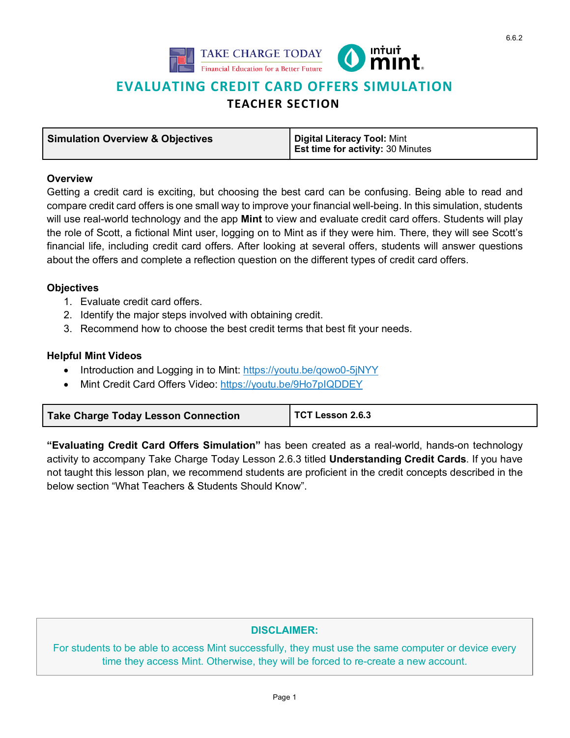6.6.2

TAKE CHARGE TODAY
Financial Education for a Better Future

intuit mint

# EVALUATING CREDIT CARD OFFERS SIMULATION

## TEACHER SECTION

| Simulation Overview & Objectives | **Digital Literacy Tool:** Mint<br>**Est time for activity:** 30 Minutes |
|---|---|

### Overview

Getting a credit card is exciting, but choosing the best card can be confusing. Being able to read and compare credit card offers is one small way to improve your financial well-being. In this simulation, students will use real-world technology and the app **Mint** to view and evaluate credit card offers. Students will play the role of Scott, a fictional Mint user, logging on to Mint as if they were him. There, they will see Scott's financial life, including credit card offers. After looking at several offers, students will answer questions about the offers and complete a reflection question on the different types of credit card offers.

### Objectives

1. Evaluate credit card offers.
2. Identify the major steps involved with obtaining credit.
3. Recommend how to choose the best credit terms that best fit your needs.

### Helpful Mint Videos

- Introduction and Logging in to Mint: https://youtu.be/qowo0-5jNYY
- Mint Credit Card Offers Video: https://youtu.be/9Ho7pIQDDEY

| Take Charge Today Lesson Connection | TCT Lesson 2.6.3 |
|---|---|

**"Evaluating Credit Card Offers Simulation"** has been created as a real-world, hands-on technology activity to accompany Take Charge Today Lesson 2.6.3 titled **Understanding Credit Cards**. If you have not taught this lesson plan, we recommend students are proficient in the credit concepts described in the below section "What Teachers & Students Should Know".

**DISCLAIMER:**

For students to be able to access Mint successfully, they must use the same computer or device every time they access Mint. Otherwise, they will be forced to re-create a new account.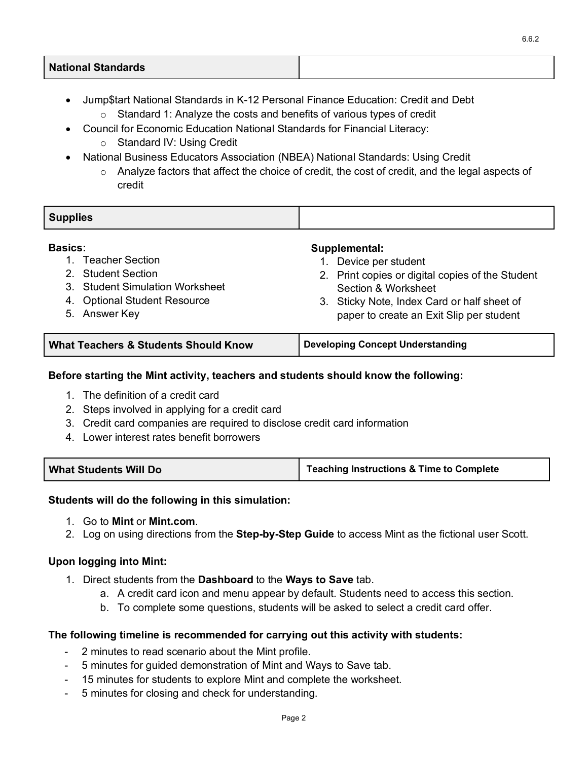| National Standards | |
|---|---|

- Jump$tart National Standards in K-12 Personal Finance Education: Credit and Debt
  - Standard 1: Analyze the costs and benefits of various types of credit
- Council for Economic Education National Standards for Financial Literacy:
  - Standard IV: Using Credit
- National Business Educators Association (NBEA) National Standards: Using Credit
  - Analyze factors that affect the choice of credit, the cost of credit, and the legal aspects of credit

| Supplies | |
|---|---|

**Basics:**

1. Teacher Section
2. Student Section
3. Student Simulation Worksheet
4. Optional Student Resource
5. Answer Key

**Supplemental:**

1. Device per student
2. Print copies or digital copies of the Student Section & Worksheet
3. Sticky Note, Index Card or half sheet of paper to create an Exit Slip per student

| What Teachers & Students Should Know | Developing Concept Understanding |
|---|---|

**Before starting the Mint activity, teachers and students should know the following:**

1. The definition of a credit card
2. Steps involved in applying for a credit card
3. Credit card companies are required to disclose credit card information
4. Lower interest rates benefit borrowers

| What Students Will Do | Teaching Instructions & Time to Complete |
|---|---|

**Students will do the following in this simulation:**

1. Go to **Mint** or **Mint.com**.
2. Log on using directions from the **Step-by-Step Guide** to access Mint as the fictional user Scott.

**Upon logging into Mint:**

1. Direct students from the **Dashboard** to the **Ways to Save** tab.
   a. A credit card icon and menu appear by default. Students need to access this section.
   b. To complete some questions, students will be asked to select a credit card offer.

**The following timeline is recommended for carrying out this activity with students:**

- 2 minutes to read scenario about the Mint profile.
- 5 minutes for guided demonstration of Mint and Ways to Save tab.
- 15 minutes for students to explore Mint and complete the worksheet.
- 5 minutes for closing and check for understanding.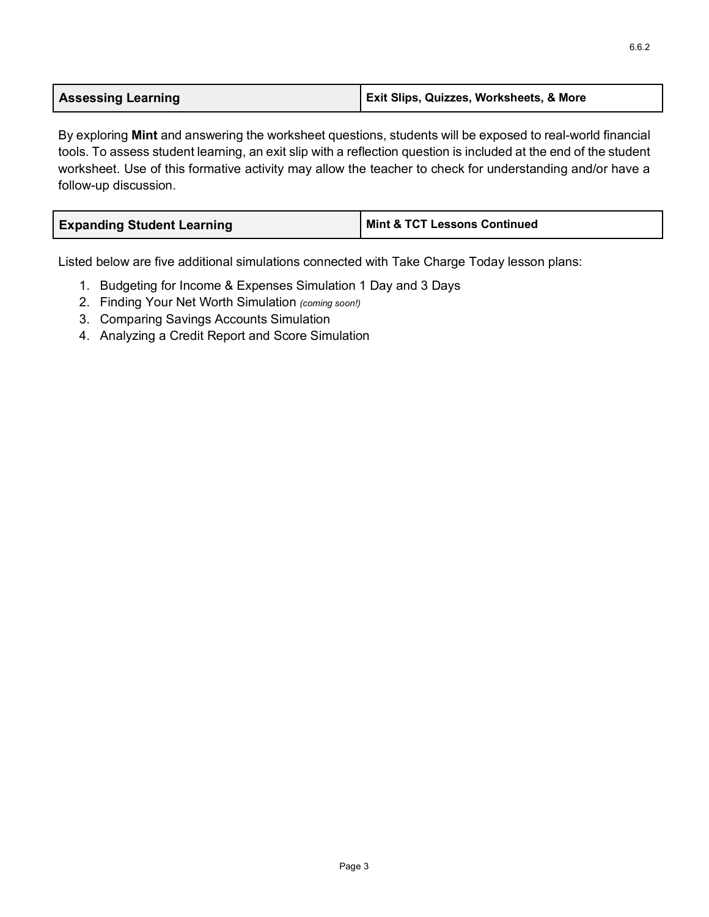| Assessing Learning | Exit Slips, Quizzes, Worksheets, & More |
|---|---|

By exploring **Mint** and answering the worksheet questions, students will be exposed to real-world financial tools. To assess student learning, an exit slip with a reflection question is included at the end of the student worksheet. Use of this formative activity may allow the teacher to check for understanding and/or have a follow-up discussion.

| Expanding Student Learning | Mint & TCT Lessons Continued |
|---|---|

Listed below are five additional simulations connected with Take Charge Today lesson plans:

1. Budgeting for Income & Expenses Simulation 1 Day and 3 Days
2. Finding Your Net Worth Simulation *(coming soon!)*
3. Comparing Savings Accounts Simulation
4. Analyzing a Credit Report and Score Simulation